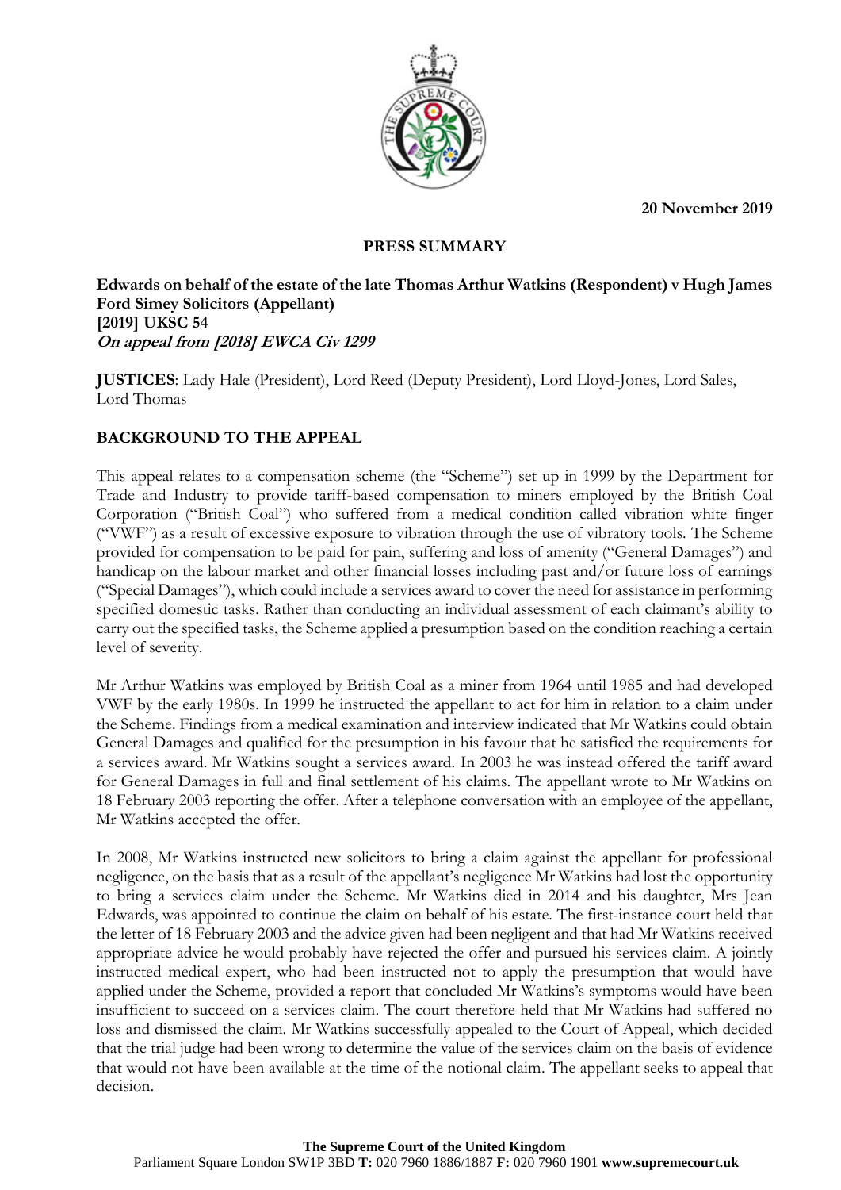20 November 2019

## PRESS SUMMARY

**Edwards on behalf of the estate of the late Thomas Arthur Watkins (Respondent) v Hugh James Ford Simey Solicitors (Appellant)**
**[2019] UKSC 54**
***On appeal from [2018] EWCA Civ 1299***

**JUSTICES**: Lady Hale (President), Lord Reed (Deputy President), Lord Lloyd-Jones, Lord Sales, Lord Thomas

### BACKGROUND TO THE APPEAL

This appeal relates to a compensation scheme (the "Scheme") set up in 1999 by the Department for Trade and Industry to provide tariff-based compensation to miners employed by the British Coal Corporation ("British Coal") who suffered from a medical condition called vibration white finger ("VWF") as a result of excessive exposure to vibration through the use of vibratory tools. The Scheme provided for compensation to be paid for pain, suffering and loss of amenity ("General Damages") and handicap on the labour market and other financial losses including past and/or future loss of earnings ("Special Damages"), which could include a services award to cover the need for assistance in performing specified domestic tasks. Rather than conducting an individual assessment of each claimant's ability to carry out the specified tasks, the Scheme applied a presumption based on the condition reaching a certain level of severity.

Mr Arthur Watkins was employed by British Coal as a miner from 1964 until 1985 and had developed VWF by the early 1980s. In 1999 he instructed the appellant to act for him in relation to a claim under the Scheme. Findings from a medical examination and interview indicated that Mr Watkins could obtain General Damages and qualified for the presumption in his favour that he satisfied the requirements for a services award. Mr Watkins sought a services award. In 2003 he was instead offered the tariff award for General Damages in full and final settlement of his claims. The appellant wrote to Mr Watkins on 18 February 2003 reporting the offer. After a telephone conversation with an employee of the appellant, Mr Watkins accepted the offer.

In 2008, Mr Watkins instructed new solicitors to bring a claim against the appellant for professional negligence, on the basis that as a result of the appellant's negligence Mr Watkins had lost the opportunity to bring a services claim under the Scheme. Mr Watkins died in 2014 and his daughter, Mrs Jean Edwards, was appointed to continue the claim on behalf of his estate. The first-instance court held that the letter of 18 February 2003 and the advice given had been negligent and that had Mr Watkins received appropriate advice he would probably have rejected the offer and pursued his services claim. A jointly instructed medical expert, who had been instructed not to apply the presumption that would have applied under the Scheme, provided a report that concluded Mr Watkins's symptoms would have been insufficient to succeed on a services claim. The court therefore held that Mr Watkins had suffered no loss and dismissed the claim. Mr Watkins successfully appealed to the Court of Appeal, which decided that the trial judge had been wrong to determine the value of the services claim on the basis of evidence that would not have been available at the time of the notional claim. The appellant seeks to appeal that decision.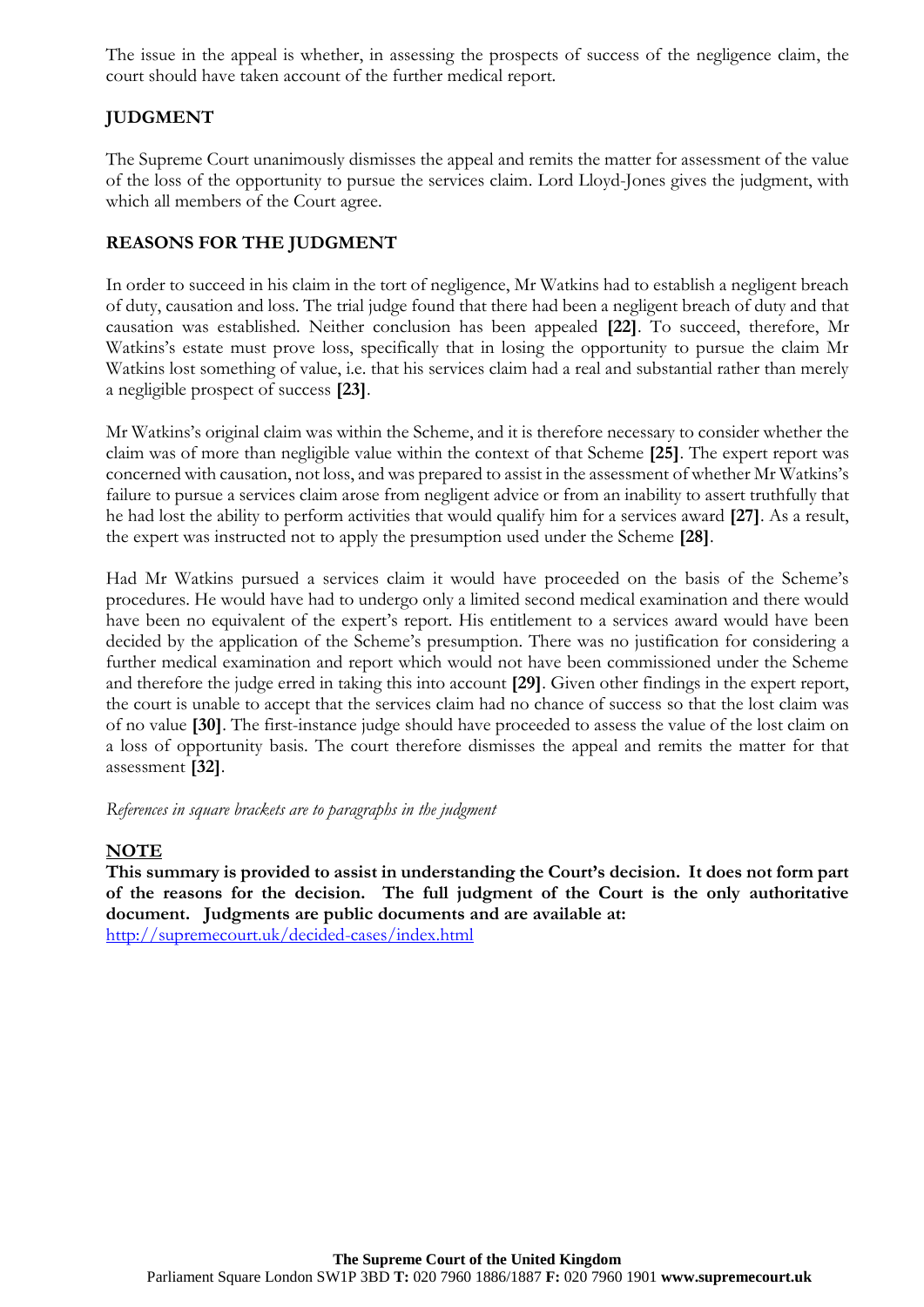The issue in the appeal is whether, in assessing the prospects of success of the negligence claim, the court should have taken account of the further medical report.

## JUDGMENT

The Supreme Court unanimously dismisses the appeal and remits the matter for assessment of the value of the loss of the opportunity to pursue the services claim. Lord Lloyd-Jones gives the judgment, with which all members of the Court agree.

## REASONS FOR THE JUDGMENT

In order to succeed in his claim in the tort of negligence, Mr Watkins had to establish a negligent breach of duty, causation and loss. The trial judge found that there had been a negligent breach of duty and that causation was established. Neither conclusion has been appealed **[22]**. To succeed, therefore, Mr Watkins's estate must prove loss, specifically that in losing the opportunity to pursue the claim Mr Watkins lost something of value, i.e. that his services claim had a real and substantial rather than merely a negligible prospect of success **[23]**.

Mr Watkins's original claim was within the Scheme, and it is therefore necessary to consider whether the claim was of more than negligible value within the context of that Scheme **[25]**. The expert report was concerned with causation, not loss, and was prepared to assist in the assessment of whether Mr Watkins's failure to pursue a services claim arose from negligent advice or from an inability to assert truthfully that he had lost the ability to perform activities that would qualify him for a services award **[27]**. As a result, the expert was instructed not to apply the presumption used under the Scheme **[28]**.

Had Mr Watkins pursued a services claim it would have proceeded on the basis of the Scheme's procedures. He would have had to undergo only a limited second medical examination and there would have been no equivalent of the expert's report. His entitlement to a services award would have been decided by the application of the Scheme's presumption. There was no justification for considering a further medical examination and report which would not have been commissioned under the Scheme and therefore the judge erred in taking this into account **[29]**. Given other findings in the expert report, the court is unable to accept that the services claim had no chance of success so that the lost claim was of no value **[30]**. The first-instance judge should have proceeded to assess the value of the lost claim on a loss of opportunity basis. The court therefore dismisses the appeal and remits the matter for that assessment **[32]**.

*References in square brackets are to paragraphs in the judgment*

## NOTE

**This summary is provided to assist in understanding the Court's decision. It does not form part of the reasons for the decision. The full judgment of the Court is the only authoritative document. Judgments are public documents and are available at:**
http://supremecourt.uk/decided-cases/index.html